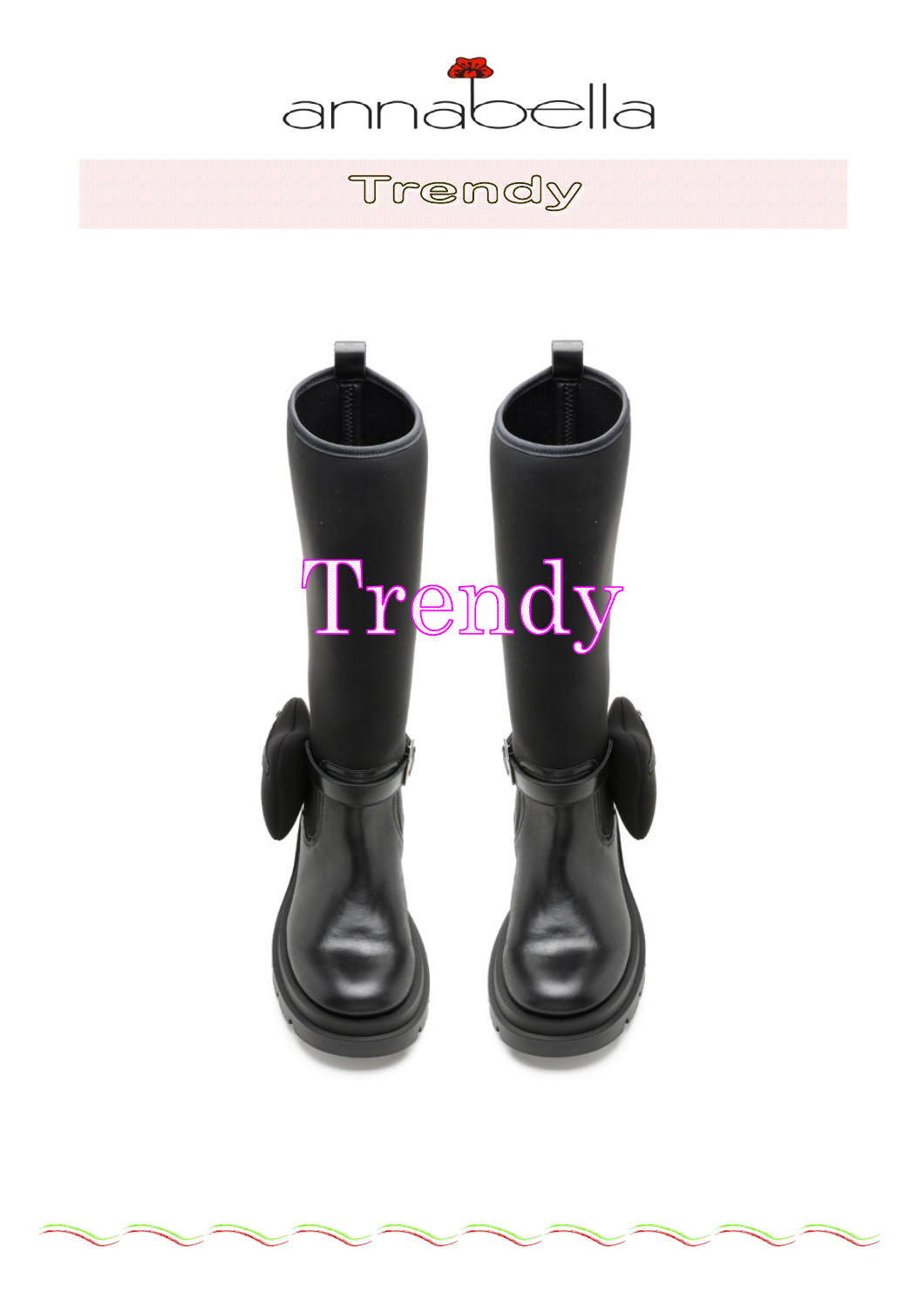annabella

# Trendy

Trendy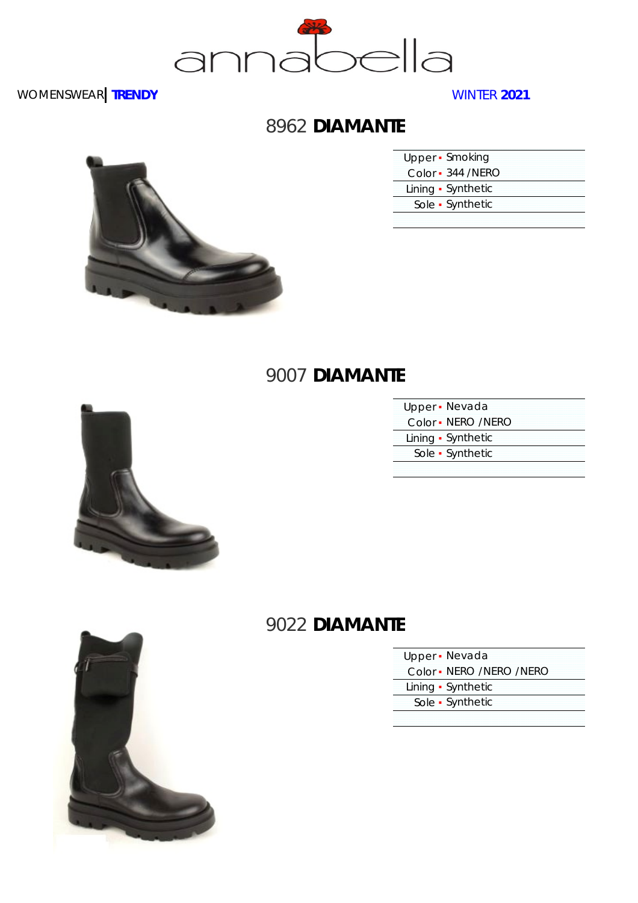WOMENSWEAR | **TRENDY**

WINTER **2021**

## 8962 **DIAMANTE**

| | |
|---|---|
| Upper | Smoking |
| Color | 344 /NERO |
| Lining | Synthetic |
| Sole | Synthetic |

## 9007 **DIAMANTE**

| | |
|---|---|
| Upper | Nevada |
| Color | NERO /NERO |
| Lining | Synthetic |
| Sole | Synthetic |

## 9022 **DIAMANTE**

| | |
|---|---|
| Upper | Nevada |
| Color | NERO /NERO /NERO |
| Lining | Synthetic |
| Sole | Synthetic |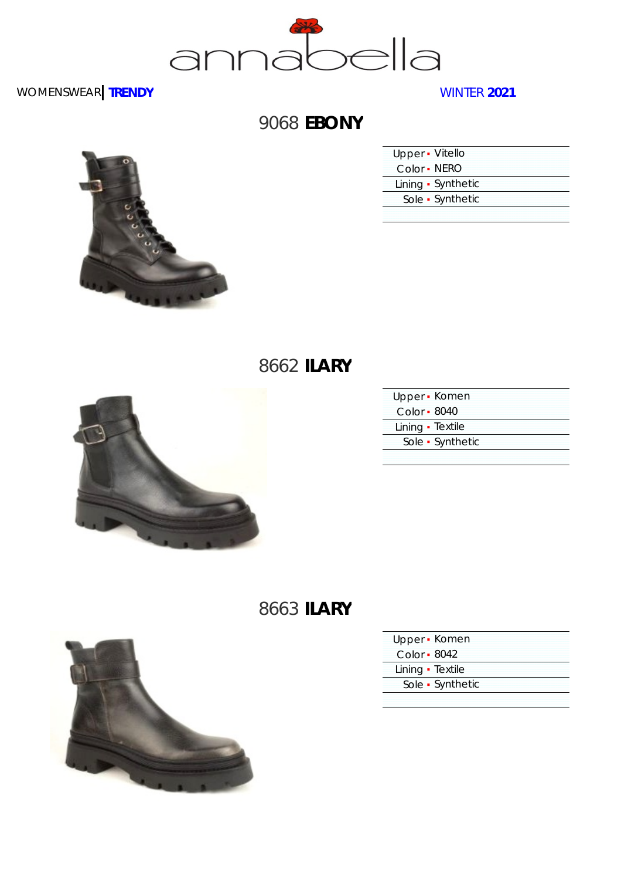annabella

WOMENSWEAR | **TRENDY**

WINTER **2021**

## 9068 **EBONY**

| | |
|---|---|
| Upper | Vitello |
| Color | NERO |
| Lining | Synthetic |
| Sole | Synthetic |

## 8662 **ILARY**

| | |
|---|---|
| Upper | Komen |
| Color | 8040 |
| Lining | Textile |
| Sole | Synthetic |

## 8663 **ILARY**

| | |
|---|---|
| Upper | Komen |
| Color | 8042 |
| Lining | Textile |
| Sole | Synthetic |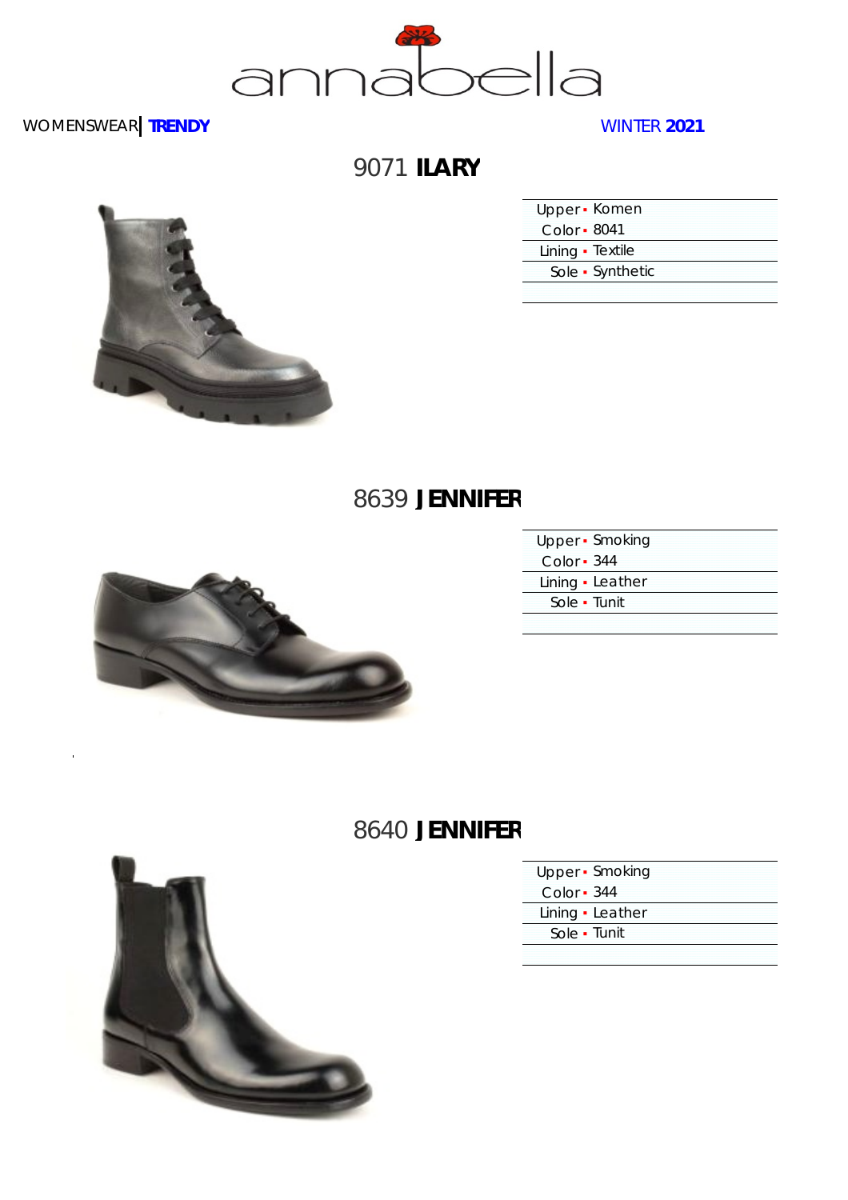annabella

WOMENSWEAR | **TRENDY**

WINTER **2021**

## 9071 **ILARY**

| | |
|---|---|
| Upper | Komen |
| Color | 8041 |
| Lining | Textile |
| Sole | Synthetic |

## 8639 **JENNIFER**

| | |
|---|---|
| Upper | Smoking |
| Color | 344 |
| Lining | Leather |
| Sole | Tunit |

## 8640 **JENNIFER**

| | |
|---|---|
| Upper | Smoking |
| Color | 344 |
| Lining | Leather |
| Sole | Tunit |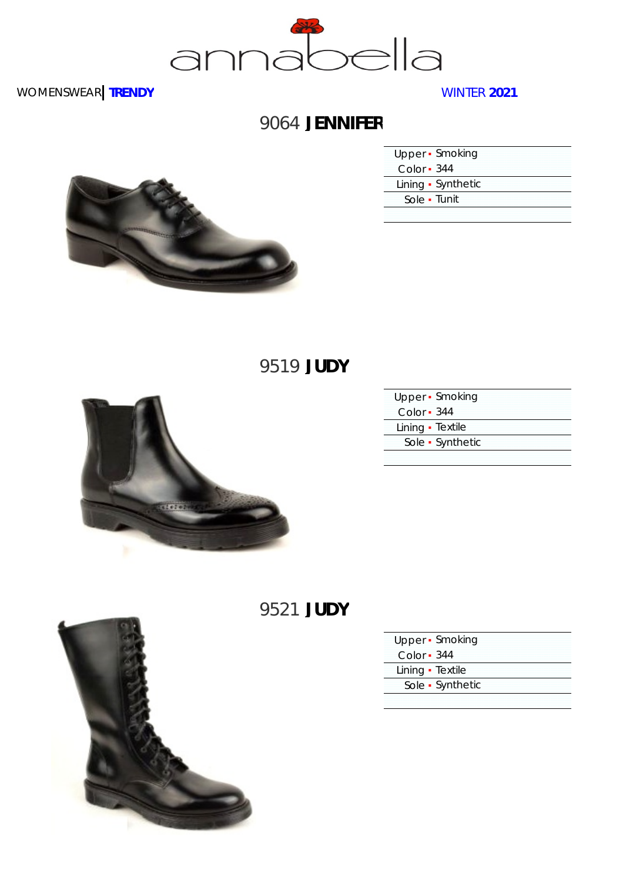WOMENSWEAR **TRENDY**

WINTER **2021**

## 9064 **JENNIFER**

| | |
|---|---|
| Upper | Smoking |
| Color | 344 |
| Lining | Synthetic |
| Sole | Tunit |

## 9519 **JUDY**

| | |
|---|---|
| Upper | Smoking |
| Color | 344 |
| Lining | Textile |
| Sole | Synthetic |

## 9521 **JUDY**

| | |
|---|---|
| Upper | Smoking |
| Color | 344 |
| Lining | Textile |
| Sole | Synthetic |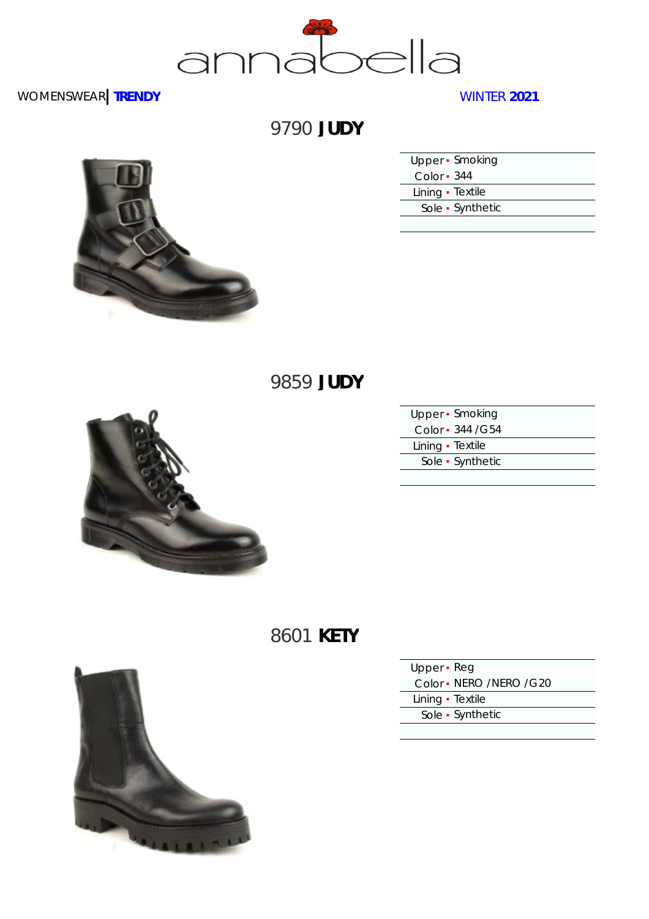annabella

WOMENSWEAR | **TRENDY**

WINTER **2021**

## 9790 **JUDY**

| | |
|---|---|
| Upper | Smoking |
| Color | 344 |
| Lining | Textile |
| Sole | Synthetic |

## 9859 **JUDY**

| | |
|---|---|
| Upper | Smoking |
| Color | 344 /G54 |
| Lining | Textile |
| Sole | Synthetic |

## 8601 **KETY**

| | |
|---|---|
| Upper | Reg |
| Color | NERO /NERO /G20 |
| Lining | Textile |
| Sole | Synthetic |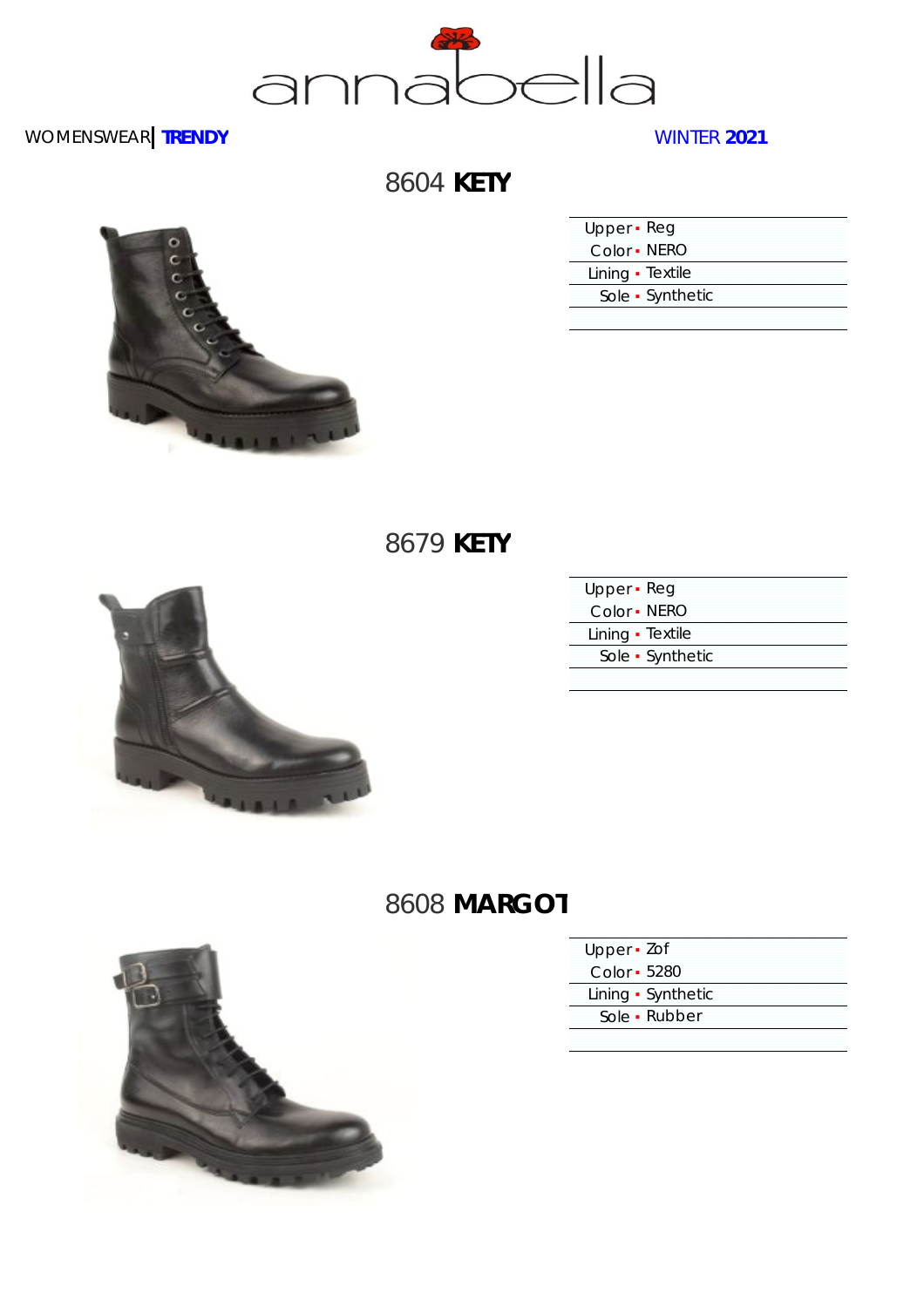annabella

WOMENSWEAR | **TRENDY**

WINTER **2021**

## 8604 **KETY**

| | |
|---|---|
| Upper | Reg |
| Color | NERO |
| Lining | Textile |
| Sole | Synthetic |

## 8679 **KETY**

| | |
|---|---|
| Upper | Reg |
| Color | NERO |
| Lining | Textile |
| Sole | Synthetic |

## 8608 **MARGOT**

| | |
|---|---|
| Upper | Zof |
| Color | 5280 |
| Lining | Synthetic |
| Sole | Rubber |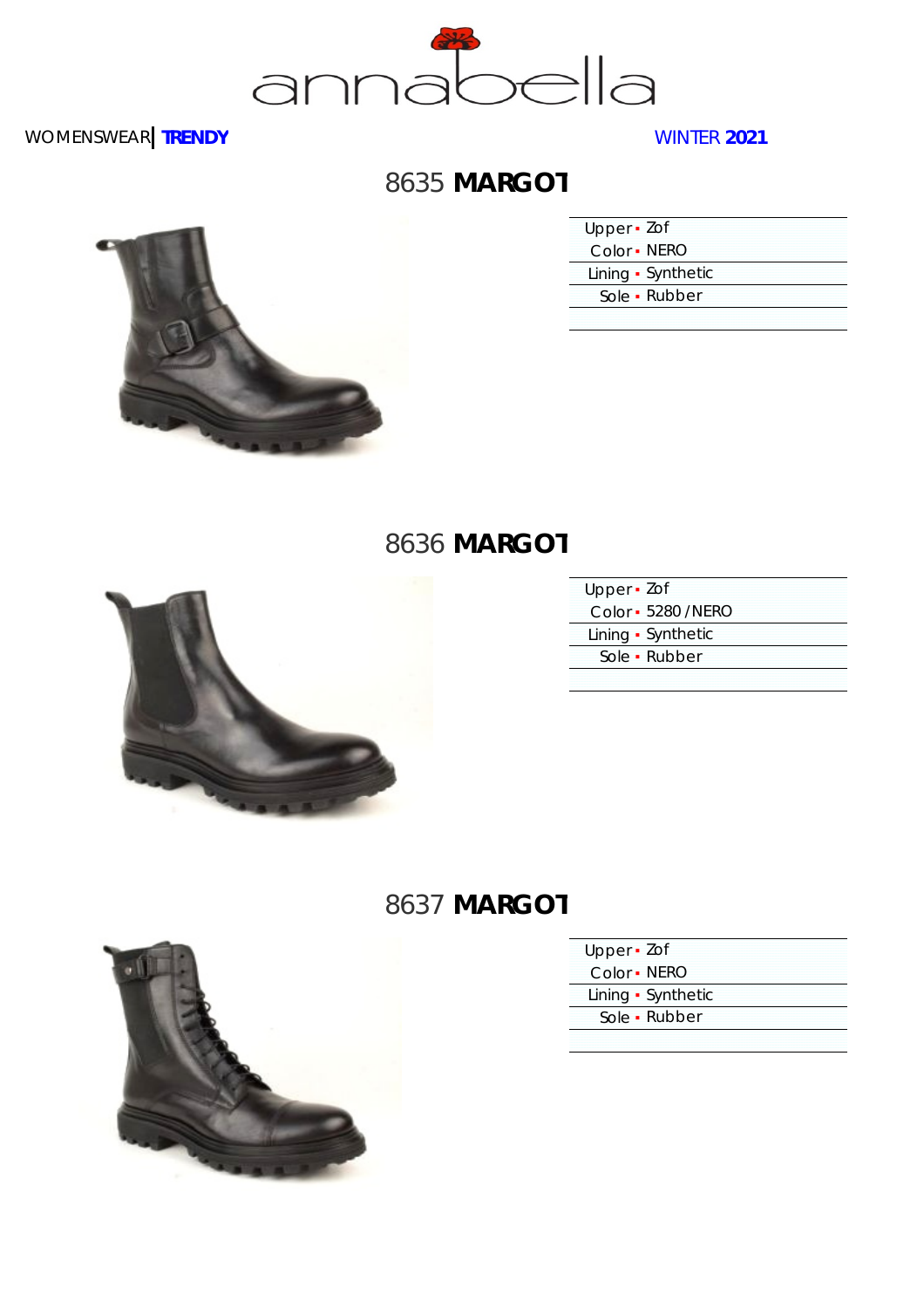# annabella

WOMENSWEAR | **TRENDY**

WINTER **2021**

## 8635 **MARGOT**

| | |
|---|---|
| Upper | Zof |
| Color | NERO |
| Lining | Synthetic |
| Sole | Rubber |

## 8636 **MARGOT**

| | |
|---|---|
| Upper | Zof |
| Color | 5280 / NERO |
| Lining | Synthetic |
| Sole | Rubber |

## 8637 **MARGOT**

| | |
|---|---|
| Upper | Zof |
| Color | NERO |
| Lining | Synthetic |
| Sole | Rubber |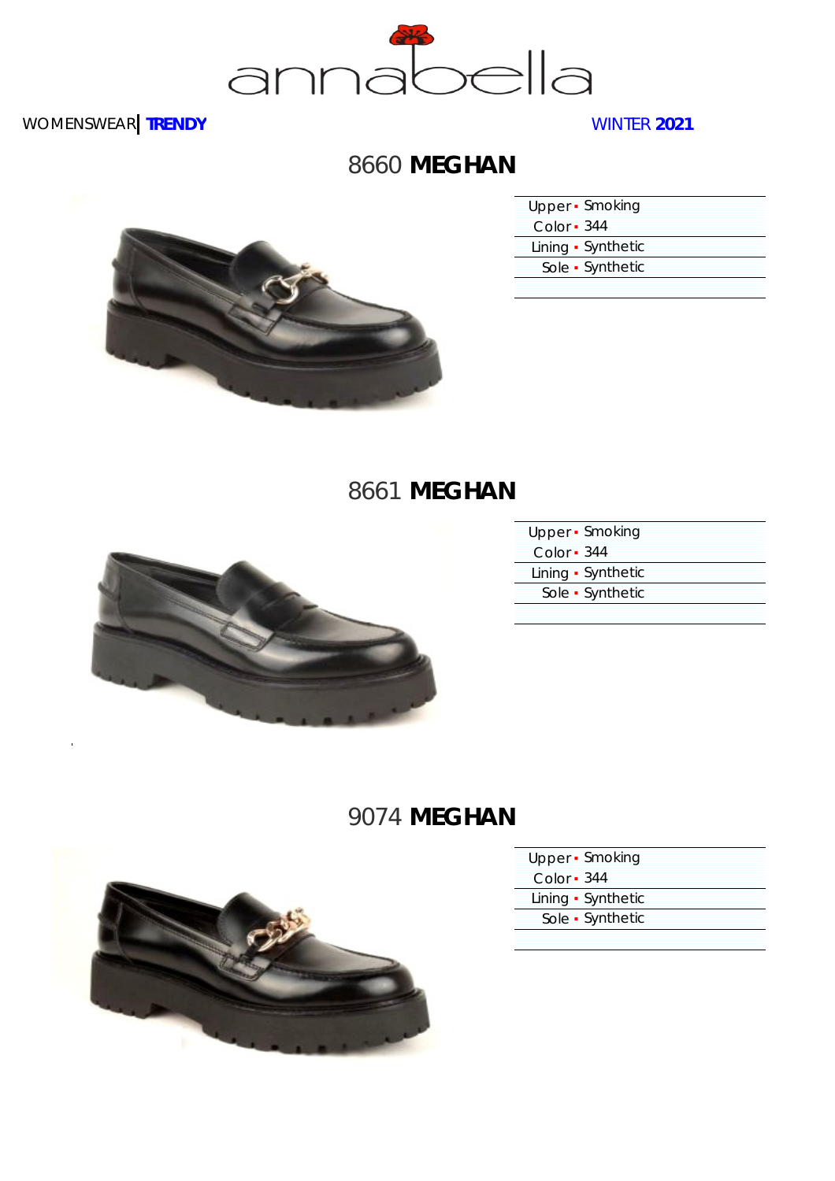annabella

WOMENSWEAR | **TRENDY**

WINTER **2021**

## 8660 **MEGHAN**

| | |
|---|---|
| Upper | Smoking |
| Color | 344 |
| Lining | Synthetic |
| Sole | Synthetic |

## 8661 **MEGHAN**

| | |
|---|---|
| Upper | Smoking |
| Color | 344 |
| Lining | Synthetic |
| Sole | Synthetic |

## 9074 **MEGHAN**

| | |
|---|---|
| Upper | Smoking |
| Color | 344 |
| Lining | Synthetic |
| Sole | Synthetic |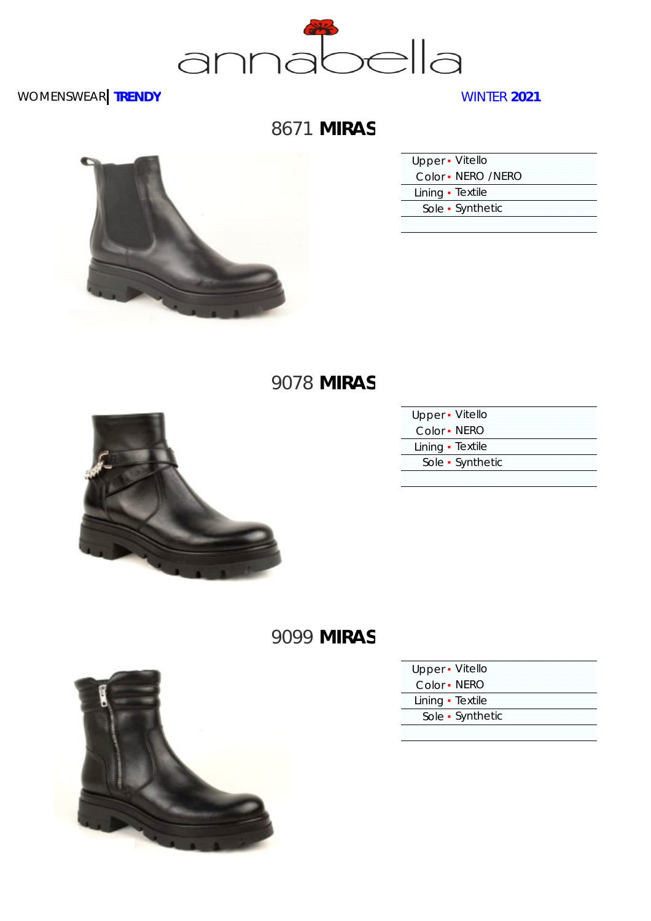annabella

WOMENSWEAR | **TRENDY** WINTER **2021**

## 8671 **MIRAS**

| | |
|---|---|
| Upper | Vitello |
| Color | NERO /NERO |
| Lining | Textile |
| Sole | Synthetic |

## 9078 **MIRAS**

| | |
|---|---|
| Upper | Vitello |
| Color | NERO |
| Lining | Textile |
| Sole | Synthetic |

## 9099 **MIRAS**

| | |
|---|---|
| Upper | Vitello |
| Color | NERO |
| Lining | Textile |
| Sole | Synthetic |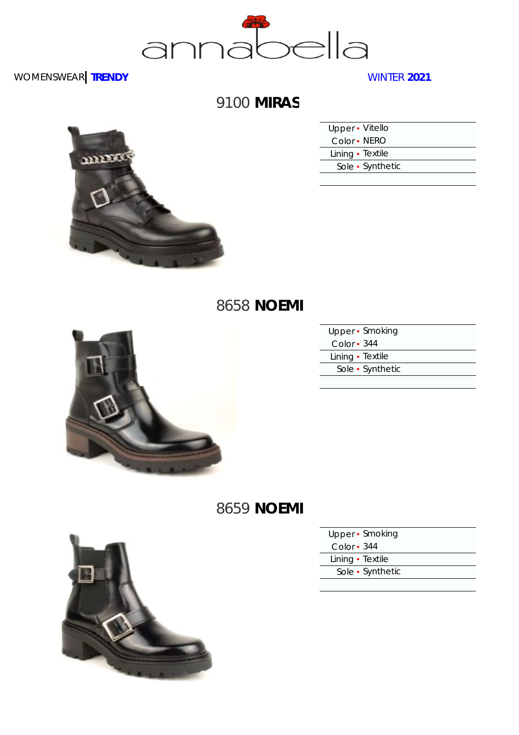# annabella

WOMENSWEAR | **TRENDY**

WINTER **2021**

## 9100 **MIRAS**

| | |
|---|---|
| Upper | Vitello |
| Color | NERO |
| Lining | Textile |
| Sole | Synthetic |

## 8658 **NOEMI**

| | |
|---|---|
| Upper | Smoking |
| Color | 344 |
| Lining | Textile |
| Sole | Synthetic |

## 8659 **NOEMI**

| | |
|---|---|
| Upper | Smoking |
| Color | 344 |
| Lining | Textile |
| Sole | Synthetic |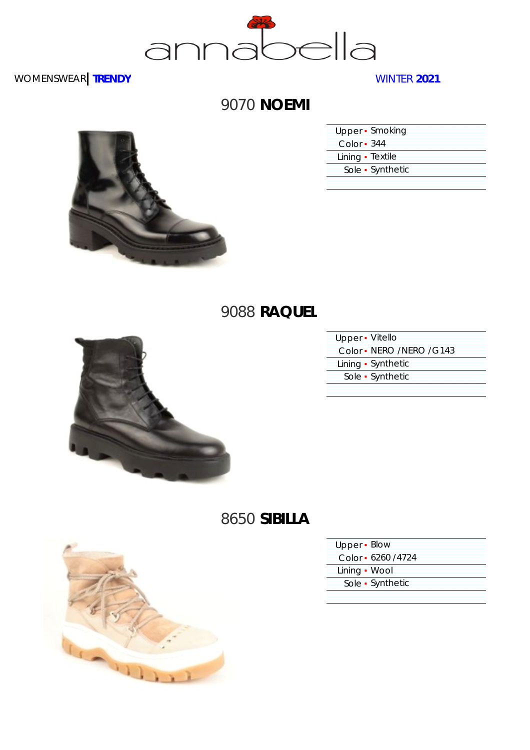annabella

WOMENSWEAR | **TRENDY**

WINTER **2021**

## 9070 **NOEMI**

| | |
|---|---|
| Upper | Smoking |
| Color | 344 |
| Lining | Textile |
| Sole | Synthetic |

## 9088 **RAQUEL**

| | |
|---|---|
| Upper | Vitello |
| Color | NERO /NERO /G 143 |
| Lining | Synthetic |
| Sole | Synthetic |

## 8650 **SIBILLA**

| | |
|---|---|
| Upper | Blow |
| Color | 6260 /4724 |
| Lining | Wool |
| Sole | Synthetic |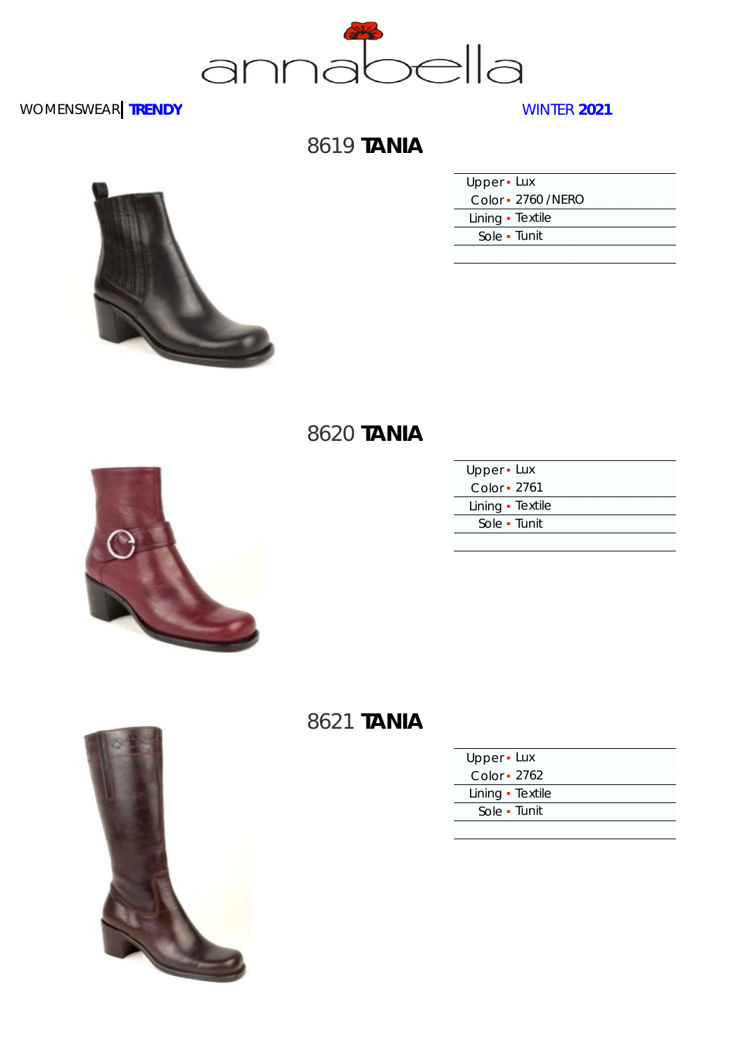annabella

WOMENSWEAR | **TRENDY**

WINTER **2021**

## 8619 **TANIA**

| | |
|---|---|
| Upper | Lux |
| Color | 2760 / NERO |
| Lining | Textile |
| Sole | Tunit |

## 8620 **TANIA**

| | |
|---|---|
| Upper | Lux |
| Color | 2761 |
| Lining | Textile |
| Sole | Tunit |

## 8621 **TANIA**

| | |
|---|---|
| Upper | Lux |
| Color | 2762 |
| Lining | Textile |
| Sole | Tunit |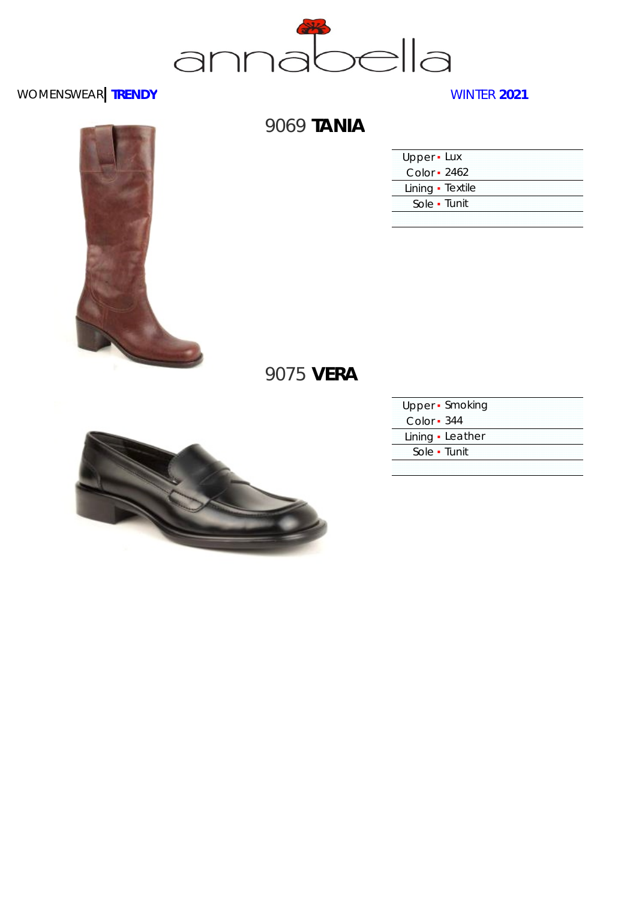# annabella

WOMENSWEAR **TRENDY**

WINTER **2021**

## 9069 **TANIA**

| | |
|---|---|
| Upper | Lux |
| Color | 2462 |
| Lining | Textile |
| Sole | Tunit |

## 9075 **VERA**

| | |
|---|---|
| Upper | Smoking |
| Color | 344 |
| Lining | Leather |
| Sole | Tunit |